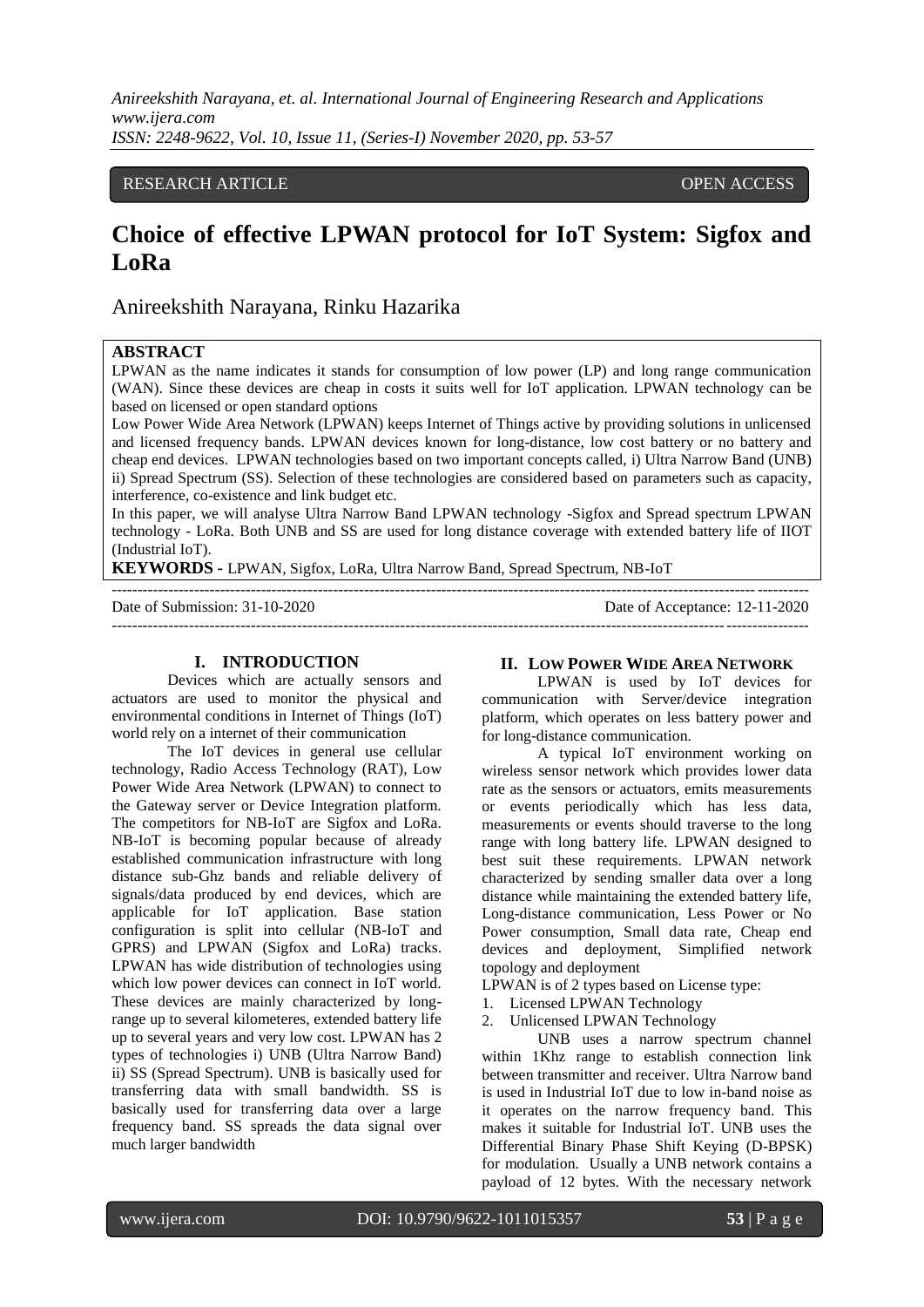RESEARCH ARTICLE OPEN ACCESS

# Choice of effective LPWAN protocol for IoT System: Sigfox and LoRa

Anireekshith Narayana, Rinku Hazarika

## ABSTRACT

LPWAN as the name indicates it stands for consumption of low power (LP) and long range communication (WAN). Since these devices are cheap in costs it suits well for IoT application. LPWAN technology can be based on licensed or open standard options

Low Power Wide Area Network (LPWAN) keeps Internet of Things active by providing solutions in unlicensed and licensed frequency bands. LPWAN devices known for long-distance, low cost battery or no battery and cheap end devices. LPWAN technologies based on two important concepts called, i) Ultra Narrow Band (UNB) ii) Spread Spectrum (SS). Selection of these technologies are considered based on parameters such as capacity, interference, co-existence and link budget etc.

In this paper, we will analyse Ultra Narrow Band LPWAN technology -Sigfox and Spread spectrum LPWAN technology - LoRa. Both UNB and SS are used for long distance coverage with extended battery life of IIOT (Industrial IoT).

**KEYWORDS -** LPWAN, Sigfox, LoRa, Ultra Narrow Band, Spread Spectrum, NB-IoT

---

Date of Submission: 31-10-2020 Date of Acceptance: 12-11-2020

---

## I. INTRODUCTION

Devices which are actually sensors and actuators are used to monitor the physical and environmental conditions in Internet of Things (IoT) world rely on a internet of their communication

The IoT devices in general use cellular technology, Radio Access Technology (RAT), Low Power Wide Area Network (LPWAN) to connect to the Gateway server or Device Integration platform. The competitors for NB-IoT are Sigfox and LoRa. NB-IoT is becoming popular because of already established communication infrastructure with long distance sub-Ghz bands and reliable delivery of signals/data produced by end devices, which are applicable for IoT application. Base station configuration is split into cellular (NB-IoT and GPRS) and LPWAN (Sigfox and LoRa) tracks. LPWAN has wide distribution of technologies using which low power devices can connect in IoT world. These devices are mainly characterized by long-range up to several kilometeres, extended battery life up to several years and very low cost. LPWAN has 2 types of technologies i) UNB (Ultra Narrow Band) ii) SS (Spread Spectrum). UNB is basically used for transferring data with small bandwidth. SS is basically used for transferring data over a large frequency band. SS spreads the data signal over much larger bandwidth

## II. LOW POWER WIDE AREA NETWORK

LPWAN is used by IoT devices for communication with Server/device integration platform, which operates on less battery power and for long-distance communication.

A typical IoT environment working on wireless sensor network which provides lower data rate as the sensors or actuators, emits measurements or events periodically which has less data, measurements or events should traverse to the long range with long battery life. LPWAN designed to best suit these requirements. LPWAN network characterized by sending smaller data over a long distance while maintaining the extended battery life, Long-distance communication, Less Power or No Power consumption, Small data rate, Cheap end devices and deployment, Simplified network topology and deployment

LPWAN is of 2 types based on License type:

1. Licensed LPWAN Technology
2. Unlicensed LPWAN Technology

UNB uses a narrow spectrum channel within 1Khz range to establish connection link between transmitter and receiver. Ultra Narrow band is used in Industrial IoT due to low in-band noise as it operates on the narrow frequency band. This makes it suitable for Industrial IoT. UNB uses the Differential Binary Phase Shift Keying (D-BPSK) for modulation. Usually a UNB network contains a payload of 12 bytes. With the necessary network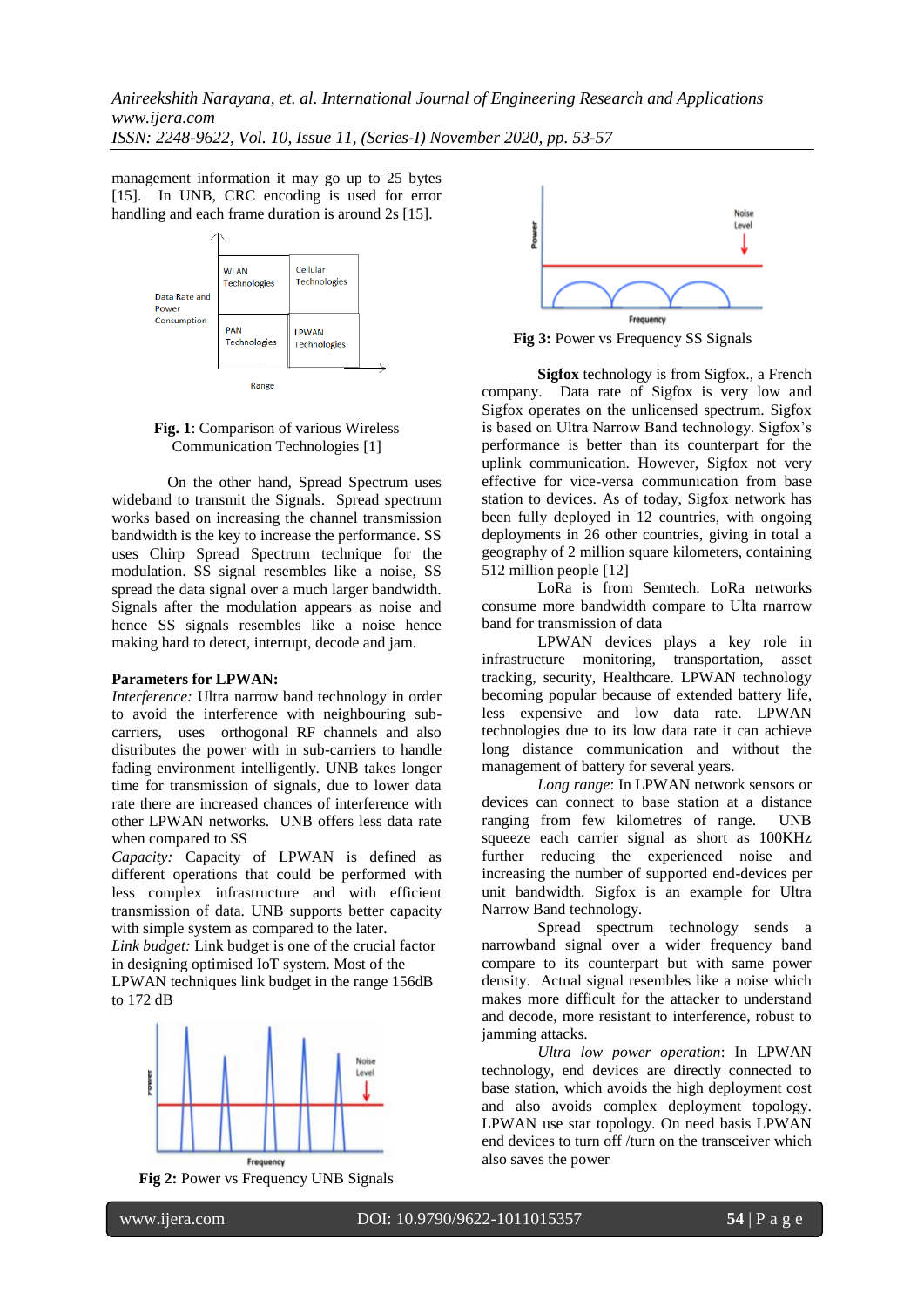management information it may go up to 25 bytes [15]. In UNB, CRC encoding is used for error handling and each frame duration is around 2s [15].

**Fig. 1**: Comparison of various Wireless Communication Technologies [1]

On the other hand, Spread Spectrum uses wideband to transmit the Signals. Spread spectrum works based on increasing the channel transmission bandwidth is the key to increase the performance. SS uses Chirp Spread Spectrum technique for the modulation. SS signal resembles like a noise, SS spread the data signal over a much larger bandwidth. Signals after the modulation appears as noise and hence SS signals resembles like a noise hence making hard to detect, interrupt, decode and jam.

**Parameters for LPWAN:**

*Interference:* Ultra narrow band technology in order to avoid the interference with neighbouring sub-carriers, uses orthogonal RF channels and also distributes the power with in sub-carriers to handle fading environment intelligently. UNB takes longer time for transmission of signals, due to lower data rate there are increased chances of interference with other LPWAN networks. UNB offers less data rate when compared to SS

*Capacity:* Capacity of LPWAN is defined as different operations that could be performed with less complex infrastructure and with efficient transmission of data. UNB supports better capacity with simple system as compared to the later.

*Link budget:* Link budget is one of the crucial factor in designing optimised IoT system. Most of the LPWAN techniques link budget in the range 156dB to 172 dB

**Fig 2:** Power vs Frequency UNB Signals

**Fig 3:** Power vs Frequency SS Signals

**Sigfox** technology is from Sigfox., a French company. Data rate of Sigfox is very low and Sigfox operates on the unlicensed spectrum. Sigfox is based on Ultra Narrow Band technology. Sigfox's performance is better than its counterpart for the uplink communication. However, Sigfox not very effective for vice-versa communication from base station to devices. As of today, Sigfox network has been fully deployed in 12 countries, with ongoing deployments in 26 other countries, giving in total a geography of 2 million square kilometers, containing 512 million people [12]

LoRa is from Semtech. LoRa networks consume more bandwidth compare to Ulta rnarrow band for transmission of data

LPWAN devices plays a key role in infrastructure monitoring, transportation, asset tracking, security, Healthcare. LPWAN technology becoming popular because of extended battery life, less expensive and low data rate. LPWAN technologies due to its low data rate it can achieve long distance communication and without the management of battery for several years.

*Long range*: In LPWAN network sensors or devices can connect to base station at a distance ranging from few kilometres of range. UNB squeeze each carrier signal as short as 100KHz further reducing the experienced noise and increasing the number of supported end-devices per unit bandwidth. Sigfox is an example for Ultra Narrow Band technology.

Spread spectrum technology sends a narrowband signal over a wider frequency band compare to its counterpart but with same power density. Actual signal resembles like a noise which makes more difficult for the attacker to understand and decode, more resistant to interference, robust to jamming attacks.

*Ultra low power operation*: In LPWAN technology, end devices are directly connected to base station, which avoids the high deployment cost and also avoids complex deployment topology. LPWAN use star topology. On need basis LPWAN end devices to turn off /turn on the transceiver which also saves the power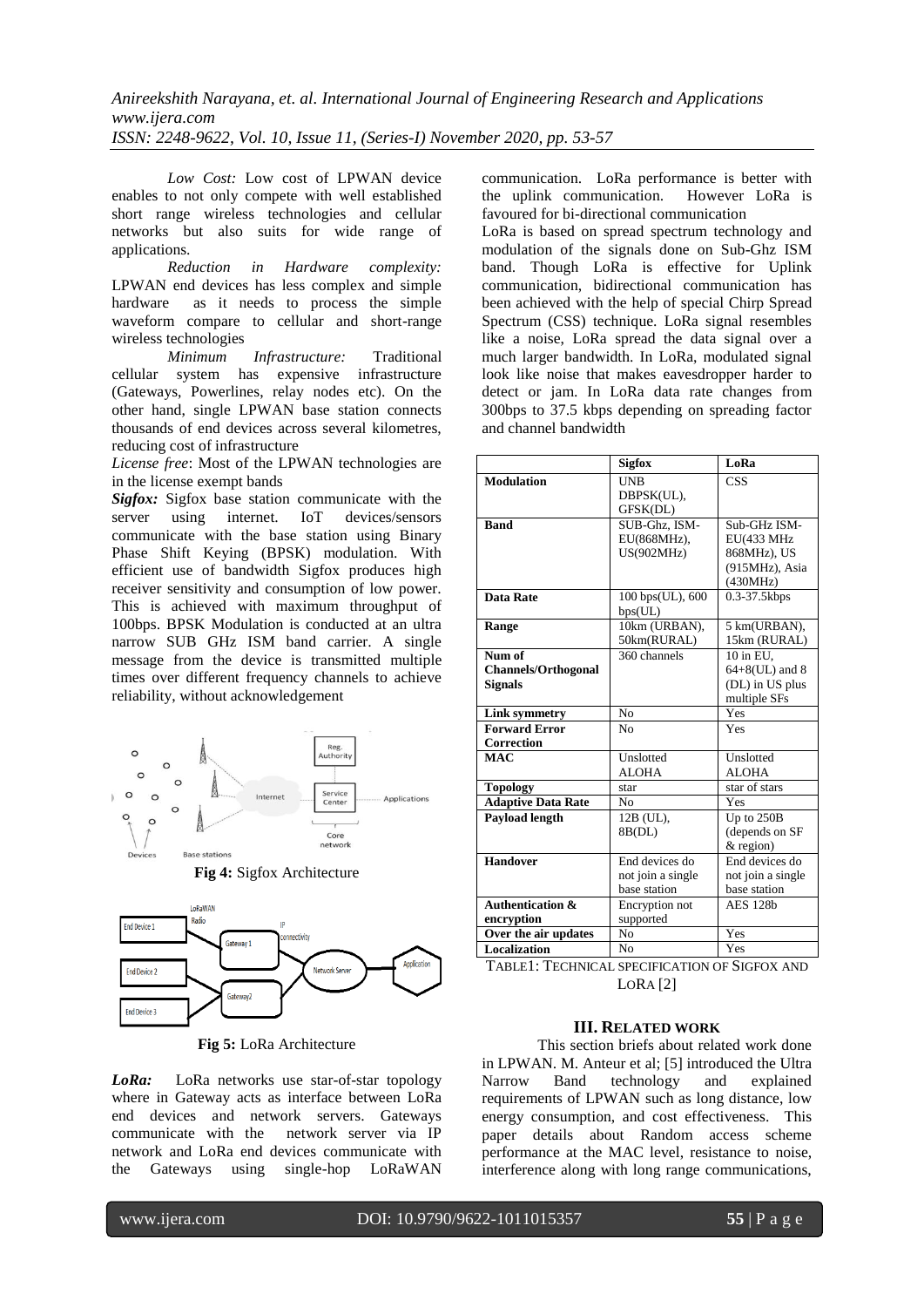*Low Cost:* Low cost of LPWAN device enables to not only compete with well established short range wireless technologies and cellular networks but also suits for wide range of applications.

*Reduction in Hardware complexity:* LPWAN end devices has less complex and simple hardware as it needs to process the simple waveform compare to cellular and short-range wireless technologies

*Minimum Infrastructure:* Traditional cellular system has expensive infrastructure (Gateways, Powerlines, relay nodes etc). On the other hand, single LPWAN base station connects thousands of end devices across several kilometres, reducing cost of infrastructure

*License free*: Most of the LPWAN technologies are in the license exempt bands

***Sigfox:*** Sigfox base station communicate with the server using internet. IoT devices/sensors communicate with the base station using Binary Phase Shift Keying (BPSK) modulation. With efficient use of bandwidth Sigfox produces high receiver sensitivity and consumption of low power. This is achieved with maximum throughput of 100bps. BPSK Modulation is conducted at an ultra narrow SUB GHz ISM band carrier. A single message from the device is transmitted multiple times over different frequency channels to achieve reliability, without acknowledgement

**Fig 4:** Sigfox Architecture

**Fig 5:** LoRa Architecture

***LoRa:*** LoRa networks use star-of-star topology where in Gateway acts as interface between LoRa end devices and network servers. Gateways communicate with the network server via IP network and LoRa end devices communicate with the Gateways using single-hop LoRaWAN communication. LoRa performance is better with the uplink communication. However LoRa is favoured for bi-directional communication

LoRa is based on spread spectrum technology and modulation of the signals done on Sub-Ghz ISM band. Though LoRa is effective for Uplink communication, bidirectional communication has been achieved with the help of special Chirp Spread Spectrum (CSS) technique. LoRa signal resembles like a noise, LoRa spread the data signal over a much larger bandwidth. In LoRa, modulated signal look like noise that makes eavesdropper harder to detect or jam. In LoRa data rate changes from 300bps to 37.5 kbps depending on spreading factor and channel bandwidth

| | **Sigfox** | **LoRa** |
|---|---|---|
| **Modulation** | UNB DBPSK(UL), GFSK(DL) | CSS |
| **Band** | SUB-Ghz, ISM-EU(868MHz), US(902MHz) | Sub-GHz ISM-EU(433 MHz 868MHz), US (915MHz), Asia (430MHz) |
| **Data Rate** | 100 bps(UL), 600 bps(UL) | 0.3-37.5kbps |
| **Range** | 10km (URBAN), 50km(RURAL) | 5 km(URBAN), 15km (RURAL) |
| **Num of Channels/Orthogonal Signals** | 360 channels | 10 in EU, 64+8(UL) and 8 (DL) in US plus multiple SFs |
| **Link symmetry** | No | Yes |
| **Forward Error Correction** | No | Yes |
| **MAC** | Unslotted ALOHA | Unslotted ALOHA |
| **Topology** | star | star of stars |
| **Adaptive Data Rate** | No | Yes |
| **Payload length** | 12B (UL), 8B(DL) | Up to 250B (depends on SF & region) |
| **Handover** | End devices do not join a single base station | End devices do not join a single base station |
| **Authentication & encryption** | Encryption not supported | AES 128b |
| **Over the air updates** | No | Yes |
| **Localization** | No | Yes |

TABLE1: TECHNICAL SPECIFICATION OF SIGFOX AND LORA [2]

## III. RELATED WORK

This section briefs about related work done in LPWAN. M. Anteur et al; [5] introduced the Ultra Narrow Band technology and explained requirements of LPWAN such as long distance, low energy consumption, and cost effectiveness. This paper details about Random access scheme performance at the MAC level, resistance to noise, interference along with long range communications,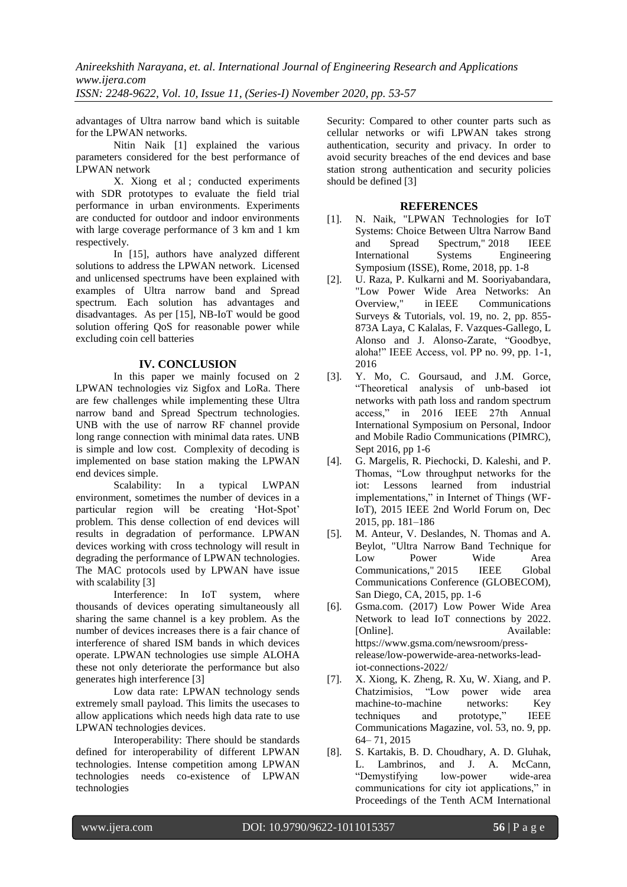advantages of Ultra narrow band which is suitable for the LPWAN networks.

Nitin Naik [1] explained the various parameters considered for the best performance of LPWAN network

X. Xiong et al ; conducted experiments with SDR prototypes to evaluate the field trial performance in urban environments. Experiments are conducted for outdoor and indoor environments with large coverage performance of 3 km and 1 km respectively.

In [15], authors have analyzed different solutions to address the LPWAN network. Licensed and unlicensed spectrums have been explained with examples of Ultra narrow band and Spread spectrum. Each solution has advantages and disadvantages. As per [15], NB-IoT would be good solution offering QoS for reasonable power while excluding coin cell batteries

## IV. CONCLUSION

In this paper we mainly focused on 2 LPWAN technologies viz Sigfox and LoRa. There are few challenges while implementing these Ultra narrow band and Spread Spectrum technologies. UNB with the use of narrow RF channel provide long range connection with minimal data rates. UNB is simple and low cost. Complexity of decoding is implemented on base station making the LPWAN end devices simple.

Scalability: In a typical LWPAN environment, sometimes the number of devices in a particular region will be creating 'Hot-Spot' problem. This dense collection of end devices will results in degradation of performance. LPWAN devices working with cross technology will result in degrading the performance of LPWAN technologies. The MAC protocols used by LPWAN have issue with scalability [3]

Interference: In IoT system, where thousands of devices operating simultaneously all sharing the same channel is a key problem. As the number of devices increases there is a fair chance of interference of shared ISM bands in which devices operate. LPWAN technologies use simple ALOHA these not only deteriorate the performance but also generates high interference [3]

Low data rate: LPWAN technology sends extremely small payload. This limits the usecases to allow applications which needs high data rate to use LPWAN technologies devices.

Interoperability: There should be standards defined for interoperability of different LPWAN technologies. Intense competition among LPWAN technologies needs co-existence of LPWAN technologies

Security: Compared to other counter parts such as cellular networks or wifi LPWAN takes strong authentication, security and privacy. In order to avoid security breaches of the end devices and base station strong authentication and security policies should be defined [3]

## REFERENCES

[1]. N. Naik, "LPWAN Technologies for IoT Systems: Choice Between Ultra Narrow Band and Spread Spectrum," 2018 IEEE International Systems Engineering Symposium (ISSE), Rome, 2018, pp. 1-8

[2]. U. Raza, P. Kulkarni and M. Sooriyabandara, "Low Power Wide Area Networks: An Overview," in IEEE Communications Surveys & Tutorials, vol. 19, no. 2, pp. 855-873A Laya, C Kalalas, F. Vazques-Gallego, L Alonso and J. Alonso-Zarate, "Goodbye, aloha!" IEEE Access, vol. PP no. 99, pp. 1-1, 2016

[3]. Y. Mo, C. Goursaud, and J.M. Gorce, "Theoretical analysis of unb-based iot networks with path loss and random spectrum access," in 2016 IEEE 27th Annual International Symposium on Personal, Indoor and Mobile Radio Communications (PIMRC), Sept 2016, pp 1-6

[4]. G. Margelis, R. Piechocki, D. Kaleshi, and P. Thomas, "Low throughput networks for the iot: Lessons learned from industrial implementations," in Internet of Things (WF-IoT), 2015 IEEE 2nd World Forum on, Dec 2015, pp. 181–186

[5]. M. Anteur, V. Deslandes, N. Thomas and A. Beylot, "Ultra Narrow Band Technique for Low Power Wide Area Communications," 2015 IEEE Global Communications Conference (GLOBECOM), San Diego, CA, 2015, pp. 1-6

[6]. Gsma.com. (2017) Low Power Wide Area Network to lead IoT connections by 2022. [Online]. Available: https://www.gsma.com/newsroom/press-release/low-powerwide-area-networks-lead-iot-connections-2022/

[7]. X. Xiong, K. Zheng, R. Xu, W. Xiang, and P. Chatzimisios, "Low power wide area machine-to-machine networks: Key techniques and prototype," IEEE Communications Magazine, vol. 53, no. 9, pp. 64– 71, 2015

[8]. S. Kartakis, B. D. Choudhary, A. D. Gluhak, L. Lambrinos, and J. A. McCann, "Demystifying low-power wide-area communications for city iot applications," in Proceedings of the Tenth ACM International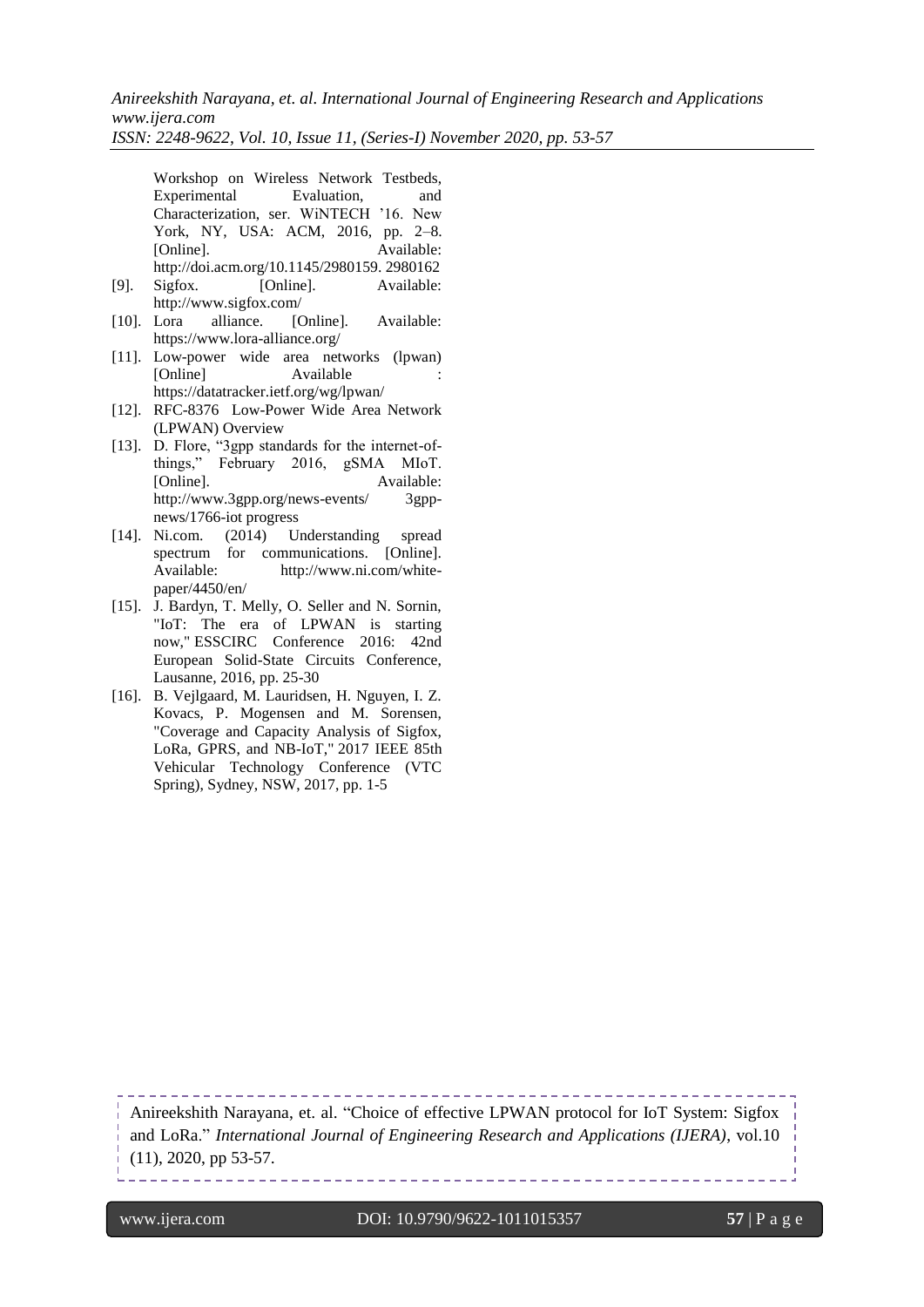Workshop on Wireless Network Testbeds, Experimental Evaluation, and Characterization, ser. WiNTECH '16. New York, NY, USA: ACM, 2016, pp. 2–8. [Online]. Available: http://doi.acm.org/10.1145/2980159. 2980162

[9]. Sigfox. [Online]. Available: http://www.sigfox.com/

[10]. Lora alliance. [Online]. Available: https://www.lora-alliance.org/

[11]. Low-power wide area networks (lpwan) [Online] Available : https://datatracker.ietf.org/wg/lpwan/

[12]. RFC-8376 Low-Power Wide Area Network (LPWAN) Overview

[13]. D. Flore, "3gpp standards for the internet-of-things," February 2016, gSMA MIoT. [Online]. Available: http://www.3gpp.org/news-events/ 3gpp-news/1766-iot progress

[14]. Ni.com. (2014) Understanding spread spectrum for communications. [Online]. Available: http://www.ni.com/white-paper/4450/en/

[15]. J. Bardyn, T. Melly, O. Seller and N. Sornin, "IoT: The era of LPWAN is starting now," ESSCIRC Conference 2016: 42nd European Solid-State Circuits Conference, Lausanne, 2016, pp. 25-30

[16]. B. Vejlgaard, M. Lauridsen, H. Nguyen, I. Z. Kovacs, P. Mogensen and M. Sorensen, "Coverage and Capacity Analysis of Sigfox, LoRa, GPRS, and NB-IoT," 2017 IEEE 85th Vehicular Technology Conference (VTC Spring), Sydney, NSW, 2017, pp. 1-5

Anireekshith Narayana, et. al. "Choice of effective LPWAN protocol for IoT System: Sigfox and LoRa." *International Journal of Engineering Research and Applications (IJERA)*, vol.10 (11), 2020, pp 53-57.